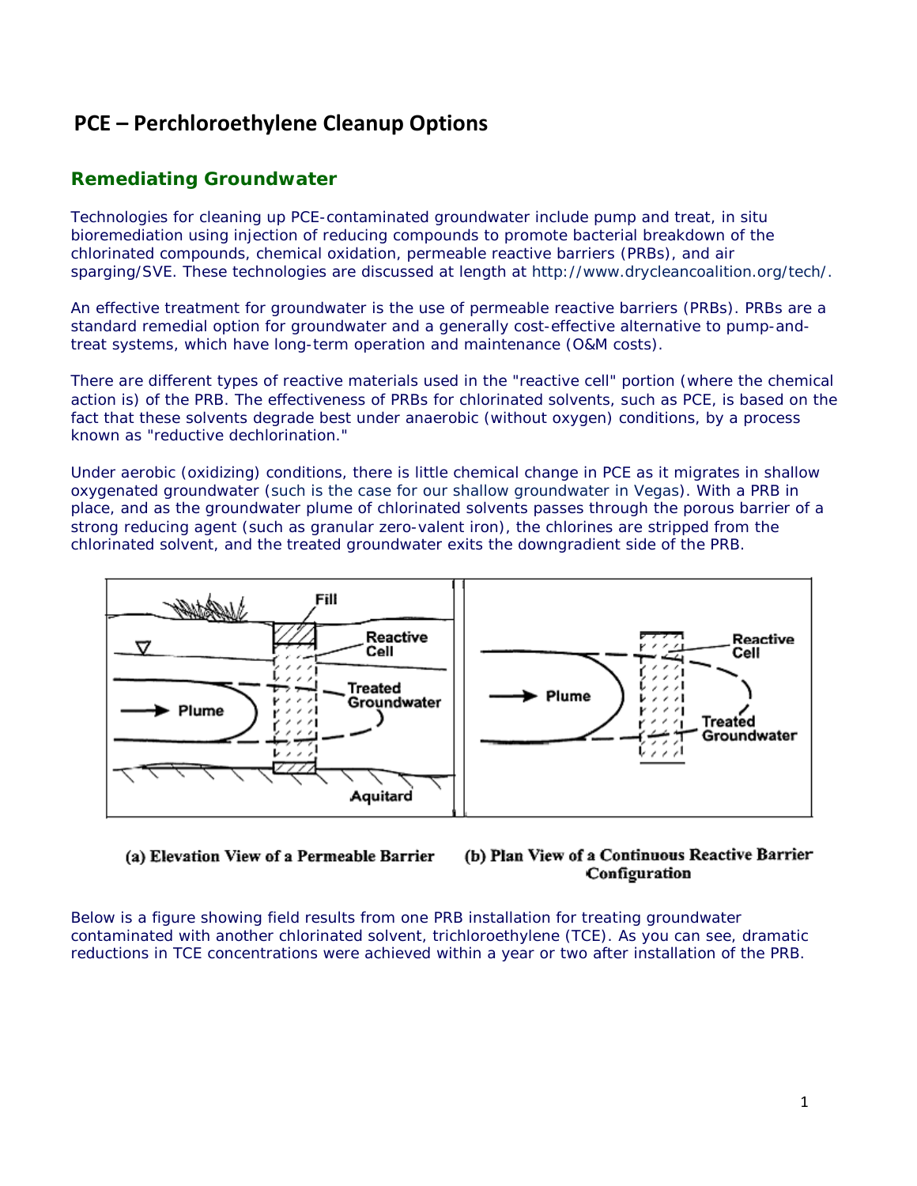# PCE – Perchloroethylene Cleanup Options

## Remediating Groundwater

Technologies for cleaning up PCE-contaminated groundwater include pump and treat, in situ bioremediation using injection of reducing compounds to promote bacterial breakdown of the chlorinated compounds, chemical oxidation, permeable reactive barriers (PRBs), and air sparging/SVE. These technologies are discussed at length at http://www.drycleancoalition.org/tech/.

An effective treatment for groundwater is the use of permeable reactive barriers (PRBs). PRBs are a standard remedial option for groundwater and a generally cost-effective alternative to pump-and-treat systems, which have long-term operation and maintenance (O&M costs).

There are different types of reactive materials used in the "reactive cell" portion (where the chemical action is) of the PRB. The effectiveness of PRBs for chlorinated solvents, such as PCE, is based on the fact that these solvents degrade best under anaerobic (without oxygen) conditions, by a process known as "reductive dechlorination."

Under aerobic (oxidizing) conditions, there is little chemical change in PCE as it migrates in shallow oxygenated groundwater (such is the case for our shallow groundwater in Vegas). With a PRB in place, and as the groundwater plume of chlorinated solvents passes through the porous barrier of a strong reducing agent (such as granular zero-valent iron), the chlorines are stripped from the chlorinated solvent, and the treated groundwater exits the downgradient side of the PRB.

**(a) Elevation View of a Permeable Barrier** **(b) Plan View of a Continuous Reactive Barrier Configuration**

Below is a figure showing field results from one PRB installation for treating groundwater contaminated with another chlorinated solvent, trichloroethylene (TCE). As you can see, dramatic reductions in TCE concentrations were achieved within a year or two after installation of the PRB.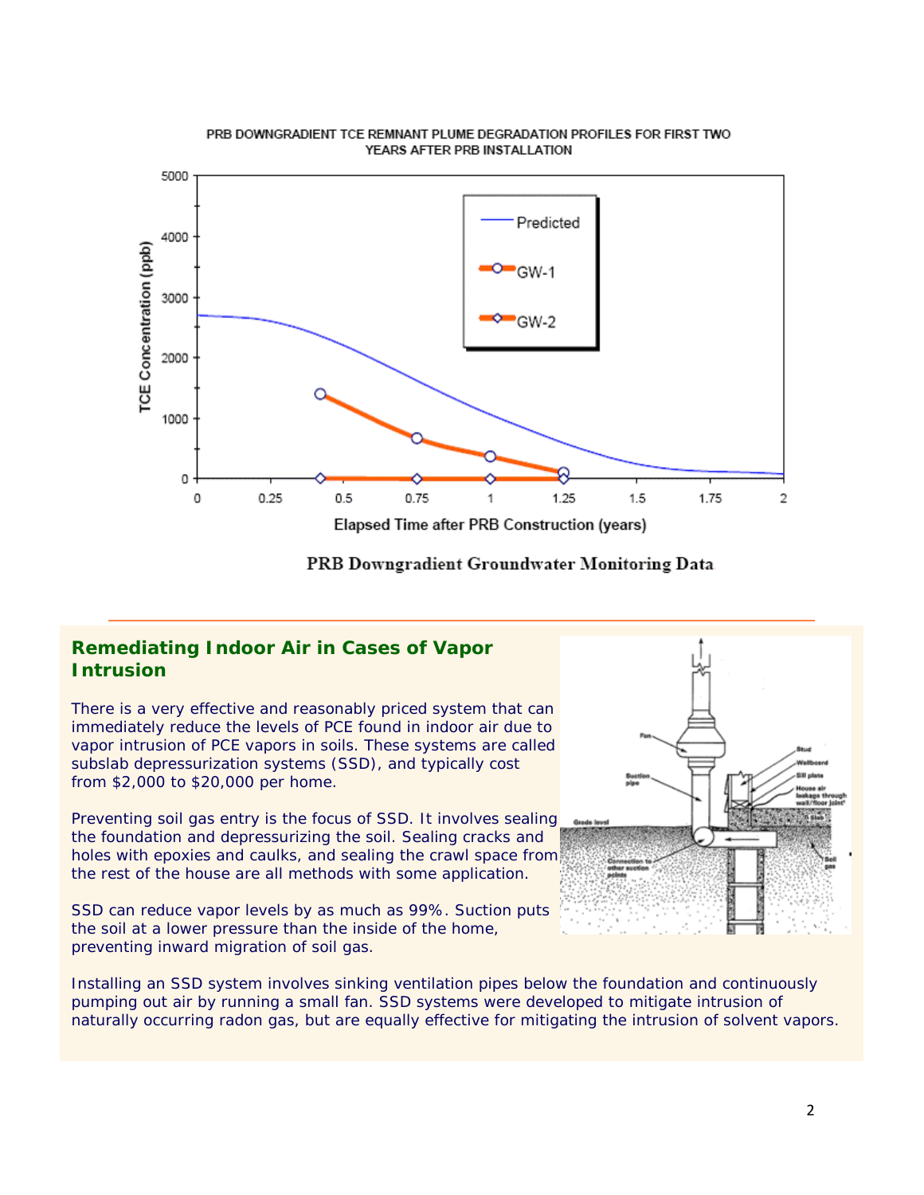PRB DOWNGRADIENT TCE REMNANT PLUME DEGRADATION PROFILES FOR FIRST TWO YEARS AFTER PRB INSTALLATION

PRB Downgradient Groundwater Monitoring Data

## Remediating Indoor Air in Cases of Vapor Intrusion

There is a very effective and reasonably priced system that can immediately reduce the levels of PCE found in indoor air due to vapor intrusion of PCE vapors in soils. These systems are called subslab depressurization systems (SSD), and typically cost from $2,000 to $20,000 per home.

Preventing soil gas entry is the focus of SSD. It involves sealing the foundation and depressurizing the soil. Sealing cracks and holes with epoxies and caulks, and sealing the crawl space from the rest of the house are all methods with some application.

SSD can reduce vapor levels by as much as 99%. Suction puts the soil at a lower pressure than the inside of the home, preventing inward migration of soil gas.

Installing an SSD system involves sinking ventilation pipes below the foundation and continuously pumping out air by running a small fan. SSD systems were developed to mitigate intrusion of naturally occurring radon gas, but are equally effective for mitigating the intrusion of solvent vapors.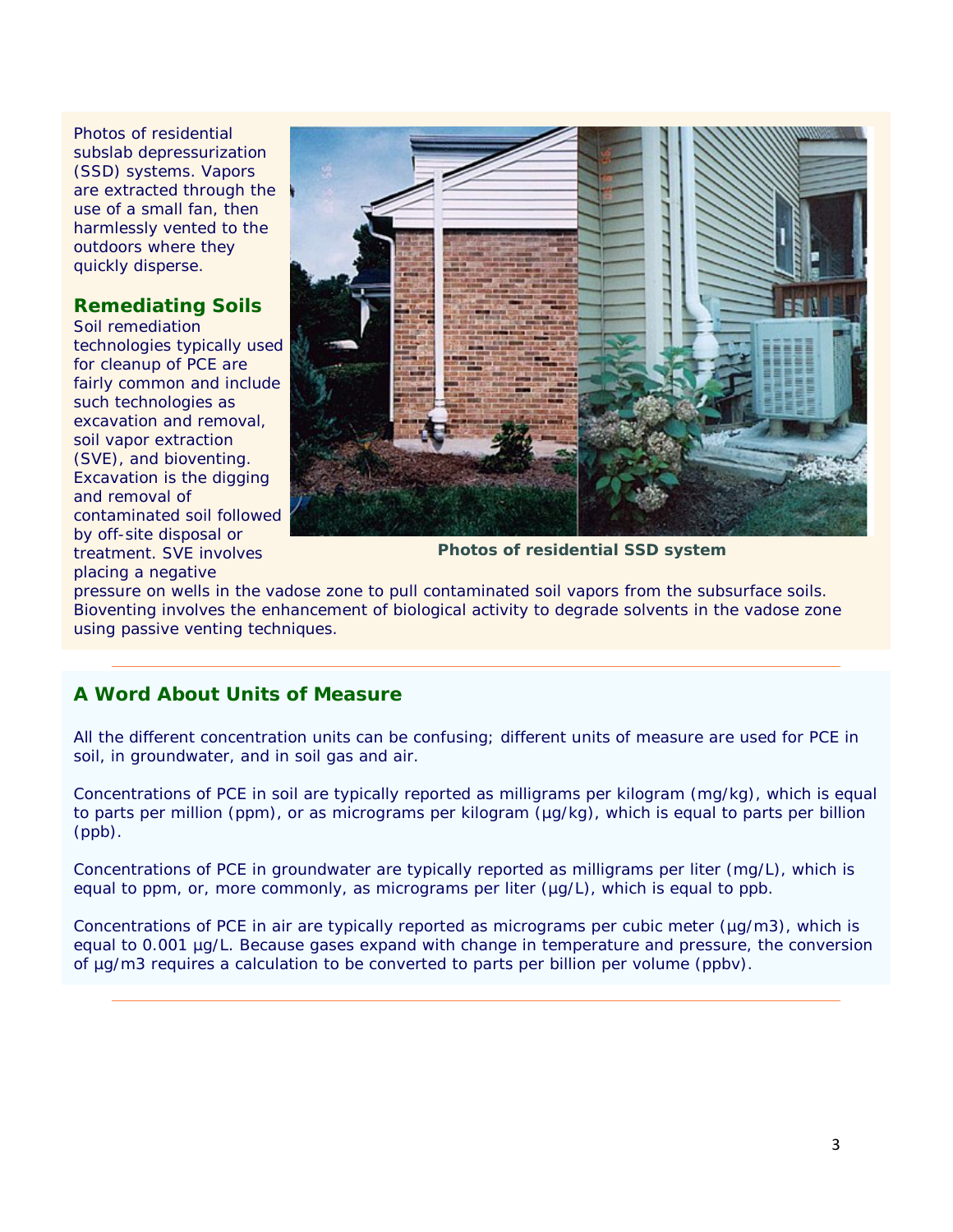Photos of residential subslab depressurization (SSD) systems. Vapors are extracted through the use of a small fan, then harmlessly vented to the outdoors where they quickly disperse.

**Photos of residential SSD system**

## Remediating Soils

Soil remediation technologies typically used for cleanup of PCE are fairly common and include such technologies as excavation and removal, soil vapor extraction (SVE), and bioventing. Excavation is the digging and removal of contaminated soil followed by off-site disposal or treatment. SVE involves placing a negative pressure on wells in the vadose zone to pull contaminated soil vapors from the subsurface soils. Bioventing involves the enhancement of biological activity to degrade solvents in the vadose zone using passive venting techniques.

---

## A Word About Units of Measure

All the different concentration units can be confusing; different units of measure are used for PCE in soil, in groundwater, and in soil gas and air.

Concentrations of PCE in soil are typically reported as milligrams per kilogram (mg/kg), which is equal to parts per million (ppm), or as micrograms per kilogram (µg/kg), which is equal to parts per billion (ppb).

Concentrations of PCE in groundwater are typically reported as milligrams per liter (mg/L), which is equal to ppm, or, more commonly, as micrograms per liter (µg/L), which is equal to ppb.

Concentrations of PCE in air are typically reported as micrograms per cubic meter (µg/m3), which is equal to 0.001 µg/L. Because gases expand with change in temperature and pressure, the conversion of µg/m3 requires a calculation to be converted to parts per billion per volume (ppbv).

---